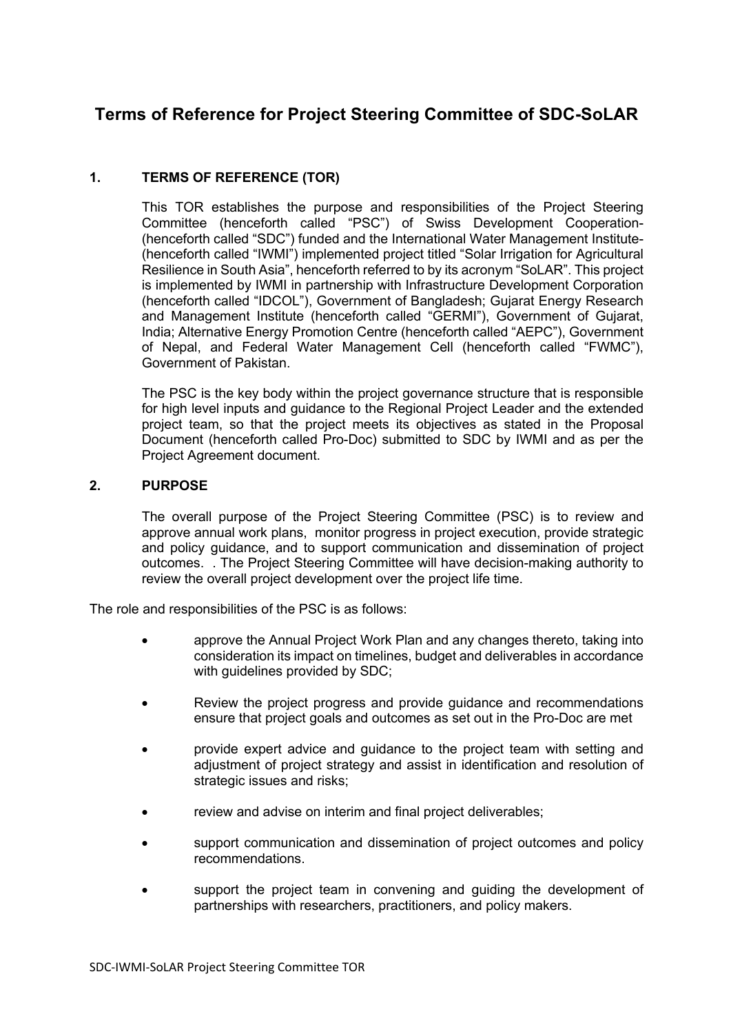# Terms of Reference for Project Steering Committee of SDC-SoLAR

## 1. TERMS OF REFERENCE (TOR)

This TOR establishes the purpose and responsibilities of the Project Steering Committee (henceforth called "PSC") of Swiss Development Cooperation- (henceforth called "SDC") funded and the International Water Management Institute- (henceforth called "IWMI") implemented project titled "Solar Irrigation for Agricultural Resilience in South Asia", henceforth referred to by its acronym "SoLAR". This project is implemented by IWMI in partnership with Infrastructure Development Corporation (henceforth called "IDCOL"), Government of Bangladesh; Gujarat Energy Research and Management Institute (henceforth called "GERMI"), Government of Gujarat, India; Alternative Energy Promotion Centre (henceforth called "AEPC"), Government of Nepal, and Federal Water Management Cell (henceforth called "FWMC"), Government of Pakistan.

The PSC is the key body within the project governance structure that is responsible for high level inputs and guidance to the Regional Project Leader and the extended project team, so that the project meets its objectives as stated in the Proposal Document (henceforth called Pro-Doc) submitted to SDC by IWMI and as per the Project Agreement document.

## 2. PURPOSE

The overall purpose of the Project Steering Committee (PSC) is to review and approve annual work plans, monitor progress in project execution, provide strategic and policy guidance, and to support communication and dissemination of project outcomes. . The Project Steering Committee will have decision-making authority to review the overall project development over the project life time.

The role and responsibilities of the PSC is as follows:

- approve the Annual Project Work Plan and any changes thereto, taking into consideration its impact on timelines, budget and deliverables in accordance with guidelines provided by SDC;
- Review the project progress and provide guidance and recommendations ensure that project goals and outcomes as set out in the Pro-Doc are met
- provide expert advice and guidance to the project team with setting and adjustment of project strategy and assist in identification and resolution of strategic issues and risks;
- review and advise on interim and final project deliverables;
- support communication and dissemination of project outcomes and policy recommendations.
- support the project team in convening and guiding the development of partnerships with researchers, practitioners, and policy makers.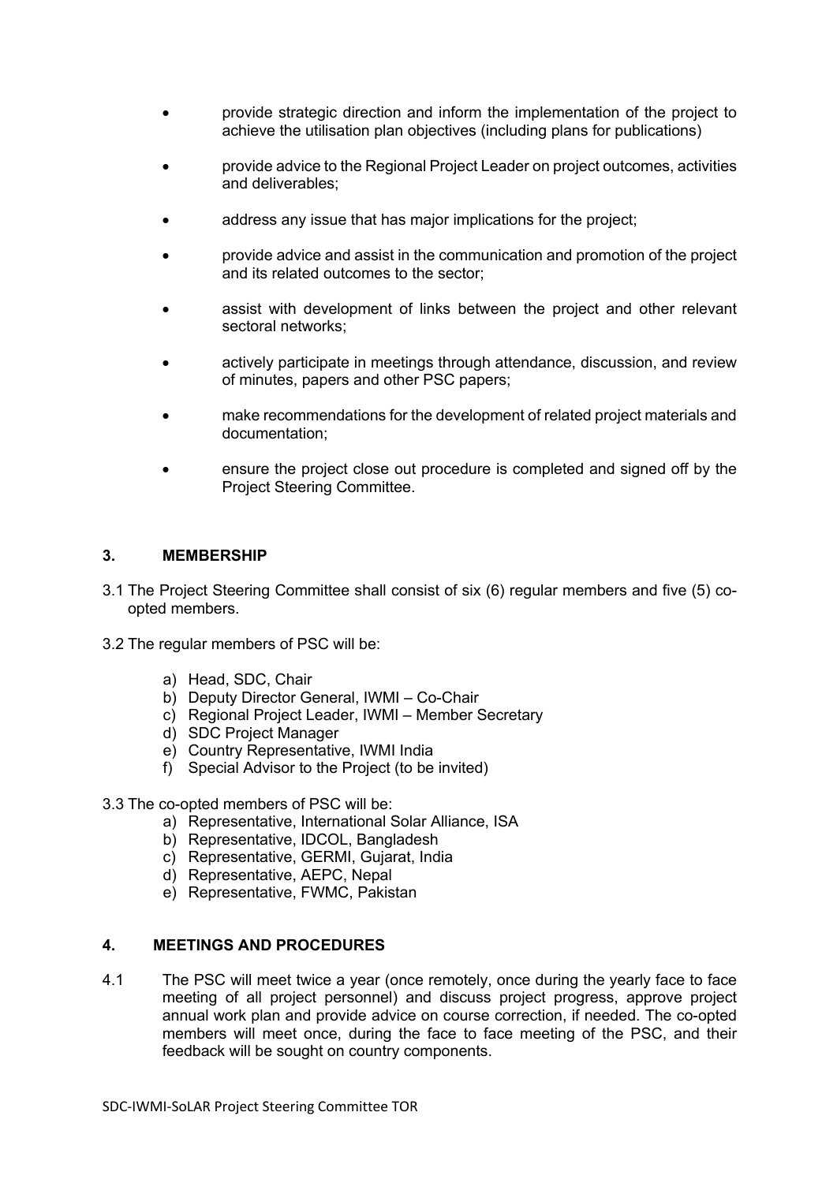- provide strategic direction and inform the implementation of the project to achieve the utilisation plan objectives (including plans for publications)

- provide advice to the Regional Project Leader on project outcomes, activities and deliverables;

- address any issue that has major implications for the project;

- provide advice and assist in the communication and promotion of the project and its related outcomes to the sector;

- assist with development of links between the project and other relevant sectoral networks;

- actively participate in meetings through attendance, discussion, and review of minutes, papers and other PSC papers;

- make recommendations for the development of related project materials and documentation;

- ensure the project close out procedure is completed and signed off by the Project Steering Committee.

## 3. MEMBERSHIP

3.1 The Project Steering Committee shall consist of six (6) regular members and five (5) co-opted members.

3.2 The regular members of PSC will be:

a) Head, SDC, Chair
b) Deputy Director General, IWMI – Co-Chair
c) Regional Project Leader, IWMI – Member Secretary
d) SDC Project Manager
e) Country Representative, IWMI India
f) Special Advisor to the Project (to be invited)

3.3 The co-opted members of PSC will be:

a) Representative, International Solar Alliance, ISA
b) Representative, IDCOL, Bangladesh
c) Representative, GERMI, Gujarat, India
d) Representative, AEPC, Nepal
e) Representative, FWMC, Pakistan

## 4. MEETINGS AND PROCEDURES

4.1 The PSC will meet twice a year (once remotely, once during the yearly face to face meeting of all project personnel) and discuss project progress, approve project annual work plan and provide advice on course correction, if needed. The co-opted members will meet once, during the face to face meeting of the PSC, and their feedback will be sought on country components.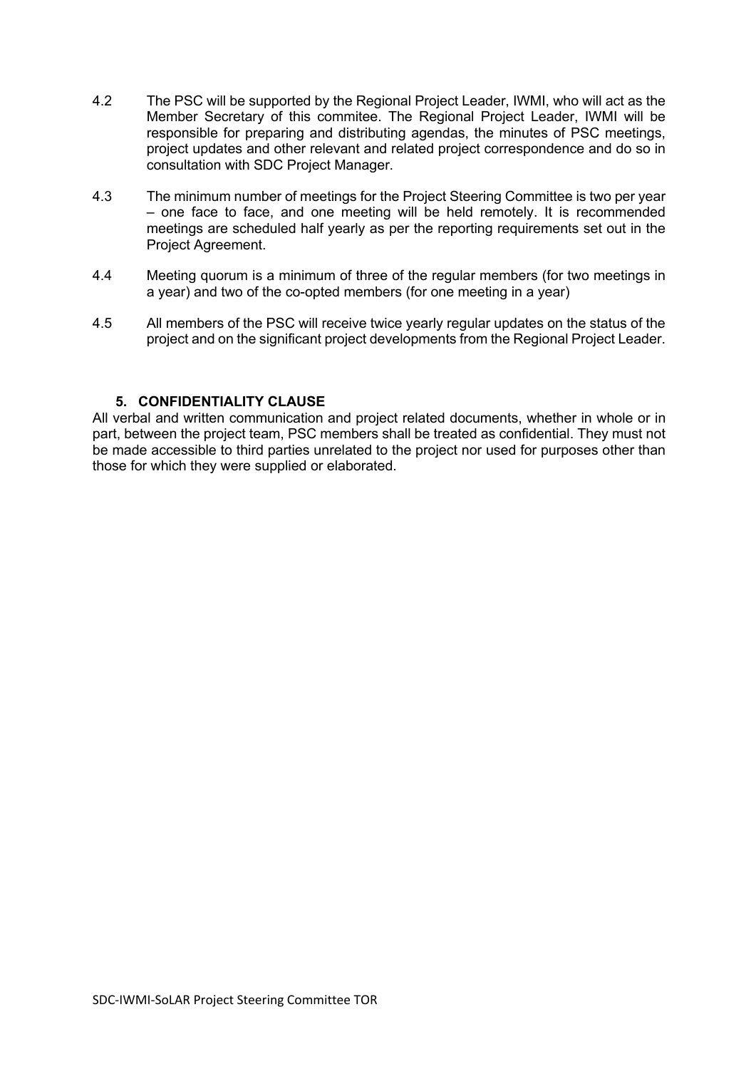4.2 The PSC will be supported by the Regional Project Leader, IWMI, who will act as the Member Secretary of this commitee. The Regional Project Leader, IWMI will be responsible for preparing and distributing agendas, the minutes of PSC meetings, project updates and other relevant and related project correspondence and do so in consultation with SDC Project Manager.

4.3 The minimum number of meetings for the Project Steering Committee is two per year – one face to face, and one meeting will be held remotely. It is recommended meetings are scheduled half yearly as per the reporting requirements set out in the Project Agreement.

4.4 Meeting quorum is a minimum of three of the regular members (for two meetings in a year) and two of the co-opted members (for one meeting in a year)

4.5 All members of the PSC will receive twice yearly regular updates on the status of the project and on the significant project developments from the Regional Project Leader.

## 5. CONFIDENTIALITY CLAUSE

All verbal and written communication and project related documents, whether in whole or in part, between the project team, PSC members shall be treated as confidential. They must not be made accessible to third parties unrelated to the project nor used for purposes other than those for which they were supplied or elaborated.